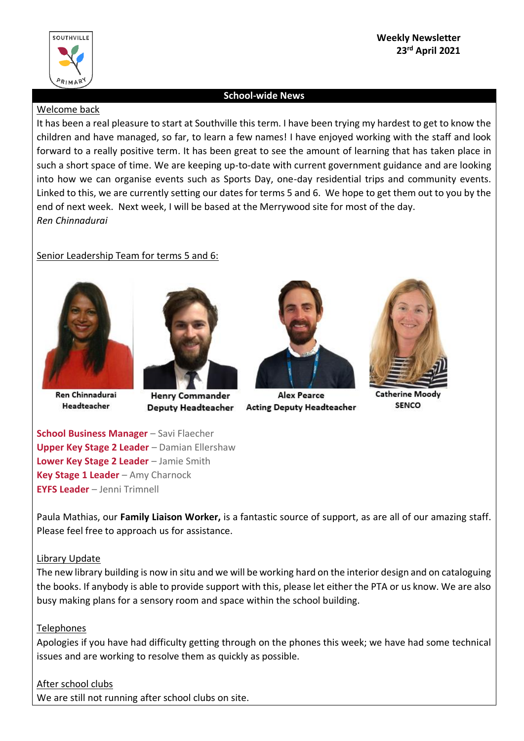**Weekly Newsletter**
**23rd April 2021**

## School-wide News

### Welcome back

It has been a real pleasure to start at Southville this term. I have been trying my hardest to get to know the children and have managed, so far, to learn a few names! I have enjoyed working with the staff and look forward to a really positive term. It has been great to see the amount of learning that has taken place in such a short space of time. We are keeping up-to-date with current government guidance and are looking into how we can organise events such as Sports Day, one-day residential trips and community events. Linked to this, we are currently setting our dates for terms 5 and 6. We hope to get them out to you by the end of next week. Next week, I will be based at the Merrywood site for most of the day.

*Ren Chinnadurai*

### Senior Leadership Team for terms 5 and 6:

**Ren Chinnadurai**
**Headteacher**

**Henry Commander**
**Deputy Headteacher**

**Alex Pearce**
**Acting Deputy Headteacher**

**Catherine Moody**
**SENCO**

**School Business Manager** – Savi Flaecher
**Upper Key Stage 2 Leader** – Damian Ellershaw
**Lower Key Stage 2 Leader** – Jamie Smith
**Key Stage 1 Leader** – Amy Charnock
**EYFS Leader** – Jenni Trimnell

Paula Mathias, our **Family Liaison Worker,** is a fantastic source of support, as are all of our amazing staff. Please feel free to approach us for assistance.

### Library Update

The new library building is now in situ and we will be working hard on the interior design and on cataloguing the books. If anybody is able to provide support with this, please let either the PTA or us know. We are also busy making plans for a sensory room and space within the school building.

### Telephones

Apologies if you have had difficulty getting through on the phones this week; we have had some technical issues and are working to resolve them as quickly as possible.

### After school clubs

We are still not running after school clubs on site.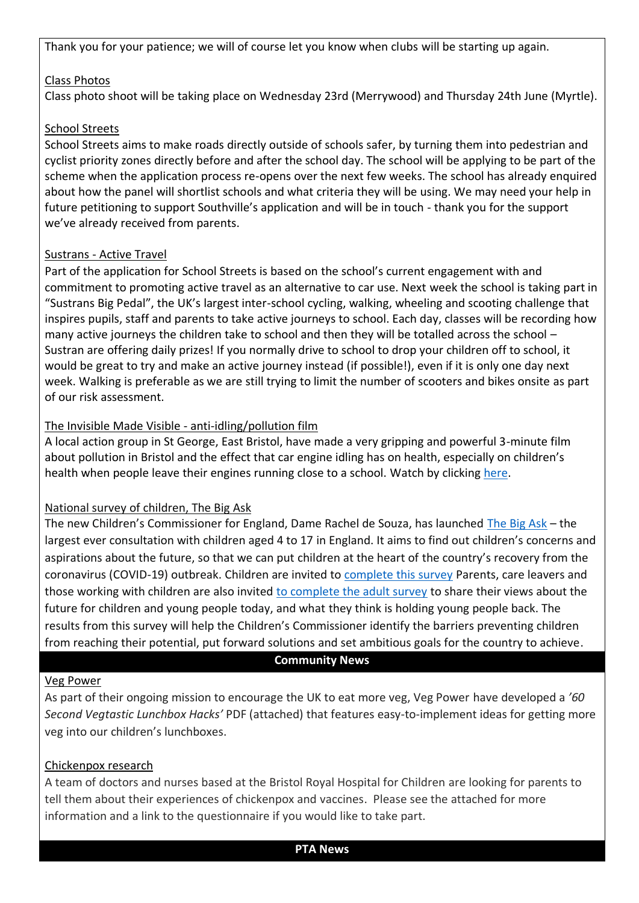Thank you for your patience; we will of course let you know when clubs will be starting up again.

Class Photos

Class photo shoot will be taking place on Wednesday 23rd (Merrywood) and Thursday 24th June (Myrtle).

School Streets

School Streets aims to make roads directly outside of schools safer, by turning them into pedestrian and cyclist priority zones directly before and after the school day. The school will be applying to be part of the scheme when the application process re-opens over the next few weeks. The school has already enquired about how the panel will shortlist schools and what criteria they will be using. We may need your help in future petitioning to support Southville's application and will be in touch - thank you for the support we've already received from parents.

Sustrans - Active Travel

Part of the application for School Streets is based on the school's current engagement with and commitment to promoting active travel as an alternative to car use. Next week the school is taking part in "Sustrans Big Pedal", the UK's largest inter-school cycling, walking, wheeling and scooting challenge that inspires pupils, staff and parents to take active journeys to school. Each day, classes will be recording how many active journeys the children take to school and then they will be totalled across the school – Sustran are offering daily prizes! If you normally drive to school to drop your children off to school, it would be great to try and make an active journey instead (if possible!), even if it is only one day next week. Walking is preferable as we are still trying to limit the number of scooters and bikes onsite as part of our risk assessment.

The Invisible Made Visible - anti-idling/pollution film

A local action group in St George, East Bristol, have made a very gripping and powerful 3-minute film about pollution in Bristol and the effect that car engine idling has on health, especially on children's health when people leave their engines running close to a school. Watch by clicking here.

National survey of children, The Big Ask

The new Children's Commissioner for England, Dame Rachel de Souza, has launched The Big Ask – the largest ever consultation with children aged 4 to 17 in England. It aims to find out children's concerns and aspirations about the future, so that we can put children at the heart of the country's recovery from the coronavirus (COVID-19) outbreak. Children are invited to complete this survey Parents, care leavers and those working with children are also invited to complete the adult survey to share their views about the future for children and young people today, and what they think is holding young people back. The results from this survey will help the Children's Commissioner identify the barriers preventing children from reaching their potential, put forward solutions and set ambitious goals for the country to achieve.

## Community News

Veg Power

As part of their ongoing mission to encourage the UK to eat more veg, Veg Power have developed a *'60 Second Vegtastic Lunchbox Hacks'* PDF (attached) that features easy-to-implement ideas for getting more veg into our children's lunchboxes.

Chickenpox research

A team of doctors and nurses based at the Bristol Royal Hospital for Children are looking for parents to tell them about their experiences of chickenpox and vaccines. Please see the attached for more information and a link to the questionnaire if you would like to take part.

## PTA News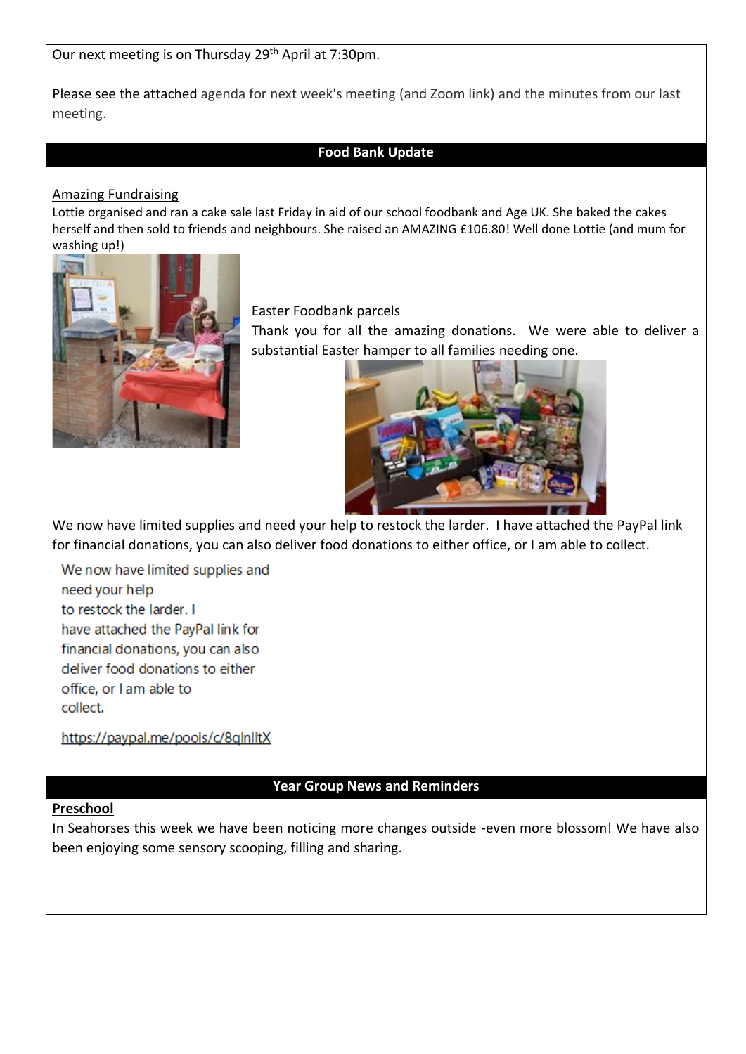Our next meeting is on Thursday 29th April at 7:30pm.

Please see the attached agenda for next week's meeting (and Zoom link) and the minutes from our last meeting.

## Food Bank Update

Amazing Fundraising

Lottie organised and ran a cake sale last Friday in aid of our school foodbank and Age UK. She baked the cakes herself and then sold to friends and neighbours. She raised an AMAZING £106.80! Well done Lottie (and mum for washing up!)

Easter Foodbank parcels

Thank you for all the amazing donations. We were able to deliver a substantial Easter hamper to all families needing one.

We now have limited supplies and need your help to restock the larder. I have attached the PayPal link for financial donations, you can also deliver food donations to either office, or I am able to collect.

We now have limited supplies and need your help to restock the larder. I have attached the PayPal link for financial donations, you can also deliver food donations to either office, or I am able to collect.

https://paypal.me/pools/c/8qlnlltX

## Year Group News and Reminders

**Preschool**

In Seahorses this week we have been noticing more changes outside -even more blossom! We have also been enjoying some sensory scooping, filling and sharing.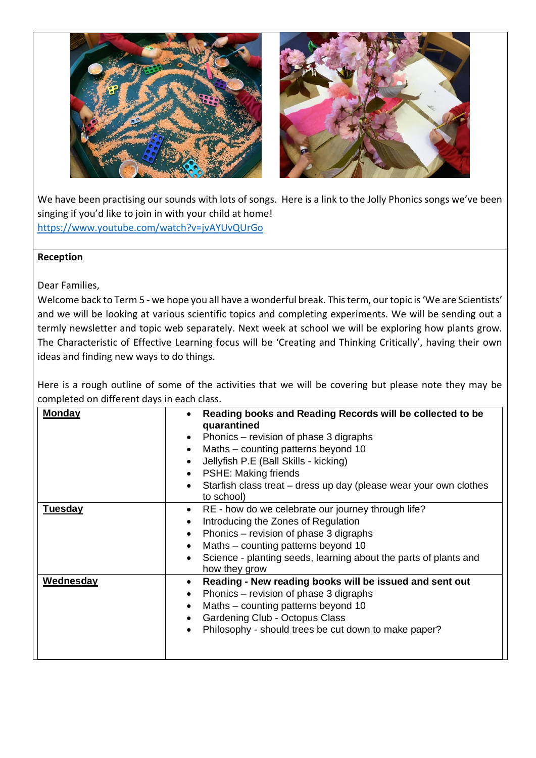We have been practising our sounds with lots of songs.  Here is a link to the Jolly Phonics songs we've been singing if you'd like to join in with your child at home!
https://www.youtube.com/watch?v=jvAYUvQUrGo

**Reception**

Dear Families,
Welcome back to Term 5 - we hope you all have a wonderful break. This term, our topic is 'We are Scientists' and we will be looking at various scientific topics and completing experiments. We will be sending out a termly newsletter and topic web separately. Next week at school we will be exploring how plants grow. The Characteristic of Effective Learning focus will be 'Creating and Thinking Critically', having their own ideas and finding new ways to do things.

Here is a rough outline of some of the activities that we will be covering but please note they may be completed on different days in each class.

| Day | Activities |
| --- | --- |
| **Monday** | • **Reading books and Reading Records will be collected to be quarantined**<br>• Phonics – revision of phase 3 digraphs<br>• Maths – counting patterns beyond 10<br>• Jellyfish P.E (Ball Skills - kicking)<br>• PSHE: Making friends<br>• Starfish class treat – dress up day (please wear your own clothes to school) |
| **Tuesday** | • RE - how do we celebrate our journey through life?<br>• Introducing the Zones of Regulation<br>• Phonics – revision of phase 3 digraphs<br>• Maths – counting patterns beyond 10<br>• Science - planting seeds, learning about the parts of plants and how they grow |
| **Wednesday** | • **Reading - New reading books will be issued and sent out**<br>• Phonics – revision of phase 3 digraphs<br>• Maths – counting patterns beyond 10<br>• Gardening Club - Octopus Class<br>• Philosophy - should trees be cut down to make paper? |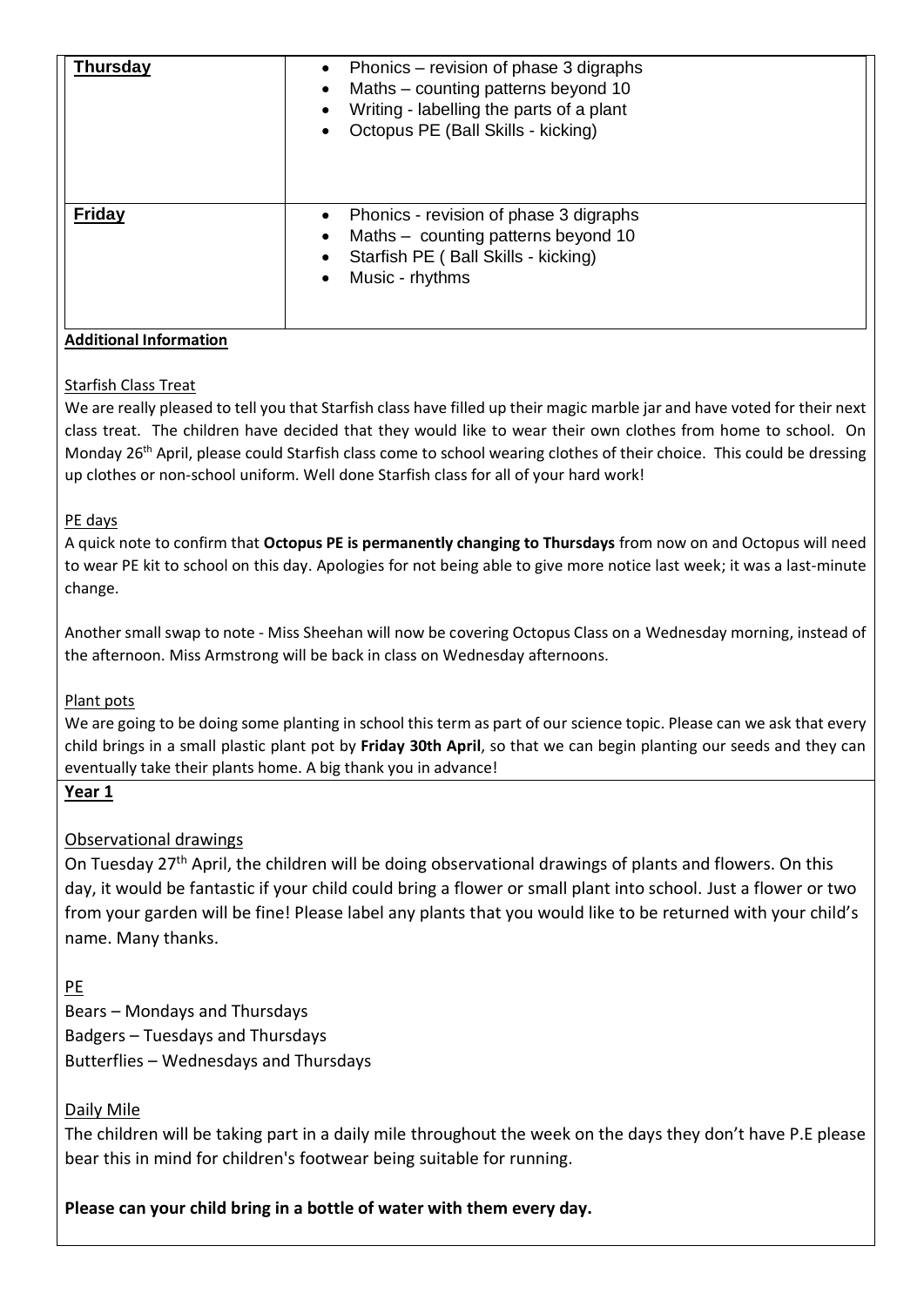| **Thursday** | • Phonics – revision of phase 3 digraphs<br>• Maths – counting patterns beyond 10<br>• Writing - labelling the parts of a plant<br>• Octopus PE (Ball Skills - kicking) |
| --- | --- |
| **Friday** | • Phonics - revision of phase 3 digraphs<br>• Maths – counting patterns beyond 10<br>• Starfish PE ( Ball Skills - kicking)<br>• Music - rhythms |

**Additional Information**

Starfish Class Treat

We are really pleased to tell you that Starfish class have filled up their magic marble jar and have voted for their next class treat. The children have decided that they would like to wear their own clothes from home to school. On Monday 26th April, please could Starfish class come to school wearing clothes of their choice. This could be dressing up clothes or non-school uniform. Well done Starfish class for all of your hard work!

PE days

A quick note to confirm that **Octopus PE is permanently changing to Thursdays** from now on and Octopus will need to wear PE kit to school on this day. Apologies for not being able to give more notice last week; it was a last-minute change.

Another small swap to note - Miss Sheehan will now be covering Octopus Class on a Wednesday morning, instead of the afternoon. Miss Armstrong will be back in class on Wednesday afternoons.

Plant pots

We are going to be doing some planting in school this term as part of our science topic. Please can we ask that every child brings in a small plastic plant pot by **Friday 30th April**, so that we can begin planting our seeds and they can eventually take their plants home. A big thank you in advance!

**Year 1**

Observational drawings

On Tuesday 27th April, the children will be doing observational drawings of plants and flowers. On this day, it would be fantastic if your child could bring a flower or small plant into school. Just a flower or two from your garden will be fine! Please label any plants that you would like to be returned with your child's name. Many thanks.

PE

Bears – Mondays and Thursdays
Badgers – Tuesdays and Thursdays
Butterflies – Wednesdays and Thursdays

Daily Mile

The children will be taking part in a daily mile throughout the week on the days they don't have P.E please bear this in mind for children's footwear being suitable for running.

**Please can your child bring in a bottle of water with them every day.**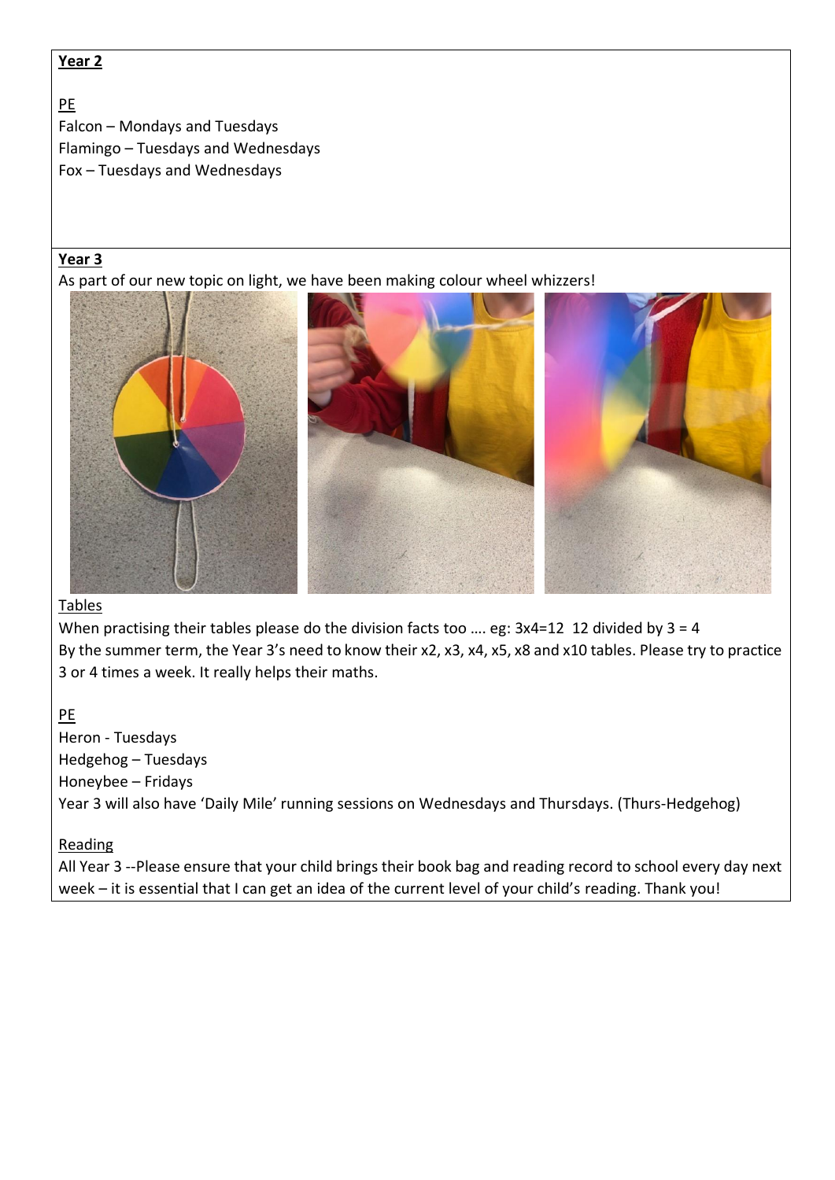**Year 2**

PE

Falcon – Mondays and Tuesdays
Flamingo – Tuesdays and Wednesdays
Fox – Tuesdays and Wednesdays

**Year 3**

As part of our new topic on light, we have been making colour wheel whizzers!

Tables

When practising their tables please do the division facts too …. eg: 3x4=12  12 divided by 3 = 4
By the summer term, the Year 3's need to know their x2, x3, x4, x5, x8 and x10 tables. Please try to practice 3 or 4 times a week. It really helps their maths.

PE

Heron - Tuesdays
Hedgehog – Tuesdays
Honeybee – Fridays
Year 3 will also have 'Daily Mile' running sessions on Wednesdays and Thursdays. (Thurs-Hedgehog)

Reading

All Year 3 --Please ensure that your child brings their book bag and reading record to school every day next week – it is essential that I can get an idea of the current level of your child's reading. Thank you!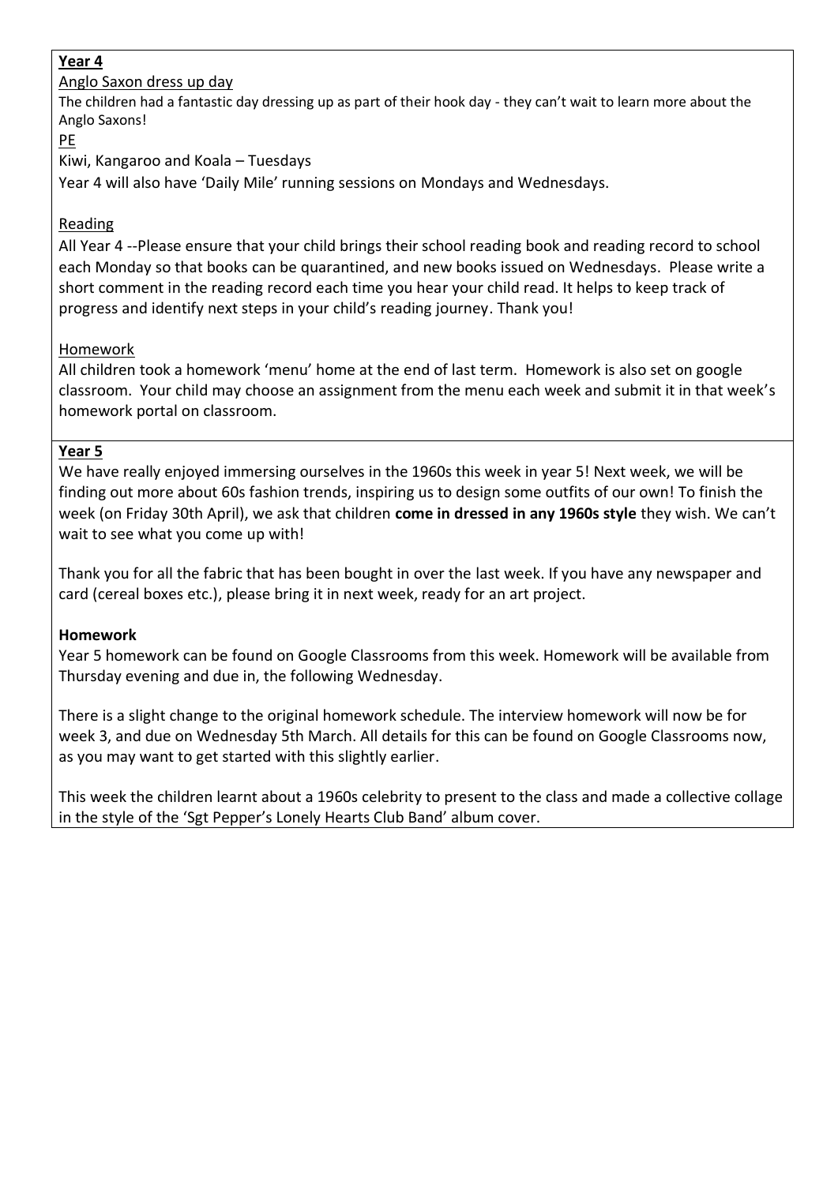**Year 4**

Anglo Saxon dress up day

The children had a fantastic day dressing up as part of their hook day - they can't wait to learn more about the Anglo Saxons!

PE

Kiwi, Kangaroo and Koala – Tuesdays

Year 4 will also have 'Daily Mile' running sessions on Mondays and Wednesdays.

Reading

All Year 4 --Please ensure that your child brings their school reading book and reading record to school each Monday so that books can be quarantined, and new books issued on Wednesdays. Please write a short comment in the reading record each time you hear your child read. It helps to keep track of progress and identify next steps in your child's reading journey. Thank you!

Homework

All children took a homework 'menu' home at the end of last term. Homework is also set on google classroom. Your child may choose an assignment from the menu each week and submit it in that week's homework portal on classroom.

**Year 5**

We have really enjoyed immersing ourselves in the 1960s this week in year 5! Next week, we will be finding out more about 60s fashion trends, inspiring us to design some outfits of our own! To finish the week (on Friday 30th April), we ask that children **come in dressed in any 1960s style** they wish. We can't wait to see what you come up with!

Thank you for all the fabric that has been bought in over the last week. If you have any newspaper and card (cereal boxes etc.), please bring it in next week, ready for an art project.

**Homework**

Year 5 homework can be found on Google Classrooms from this week. Homework will be available from Thursday evening and due in, the following Wednesday.

There is a slight change to the original homework schedule. The interview homework will now be for week 3, and due on Wednesday 5th March. All details for this can be found on Google Classrooms now, as you may want to get started with this slightly earlier.

This week the children learnt about a 1960s celebrity to present to the class and made a collective collage in the style of the 'Sgt Pepper's Lonely Hearts Club Band' album cover.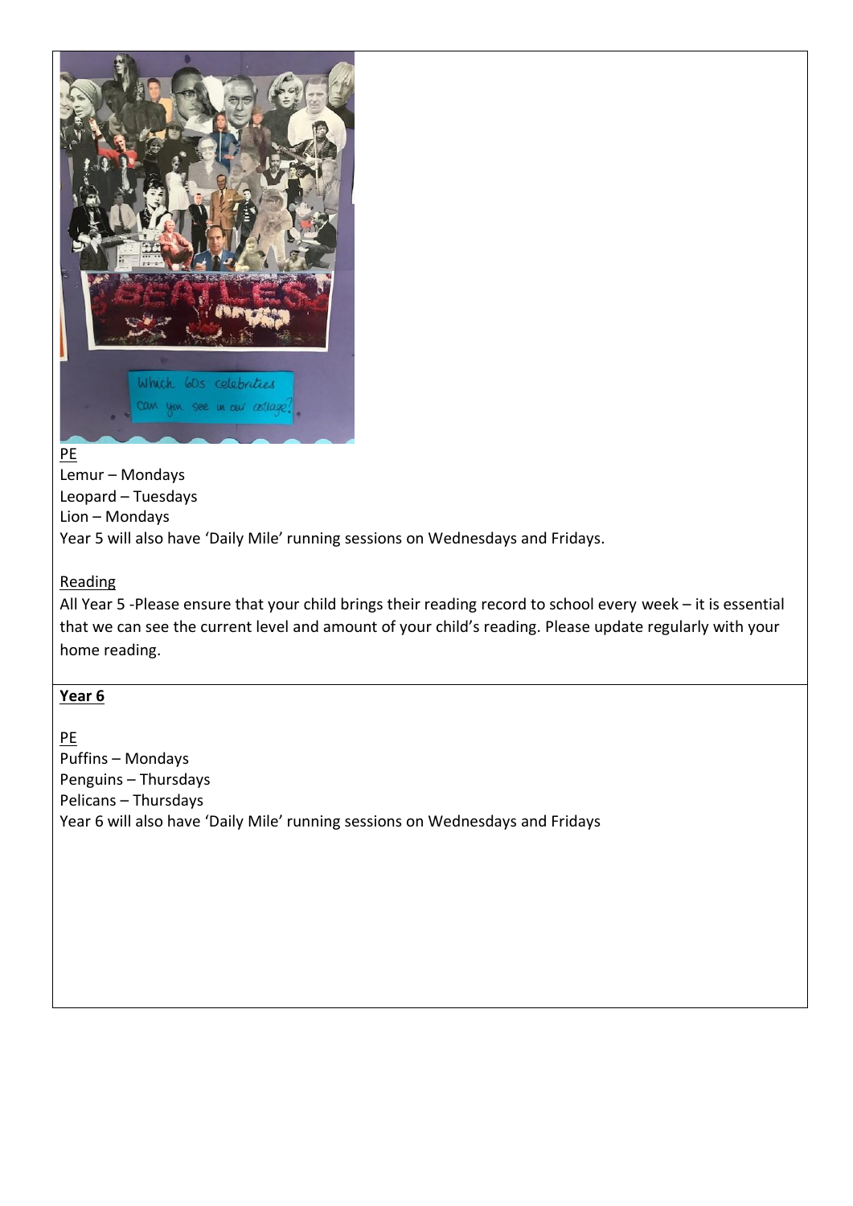PE

Lemur – Mondays

Leopard – Tuesdays

Lion – Mondays

Year 5 will also have 'Daily Mile' running sessions on Wednesdays and Fridays.

Reading

All Year 5 -Please ensure that your child brings their reading record to school every week – it is essential that we can see the current level and amount of your child's reading. Please update regularly with your home reading.

**Year 6**

PE

Puffins – Mondays

Penguins – Thursdays

Pelicans – Thursdays

Year 6 will also have 'Daily Mile' running sessions on Wednesdays and Fridays